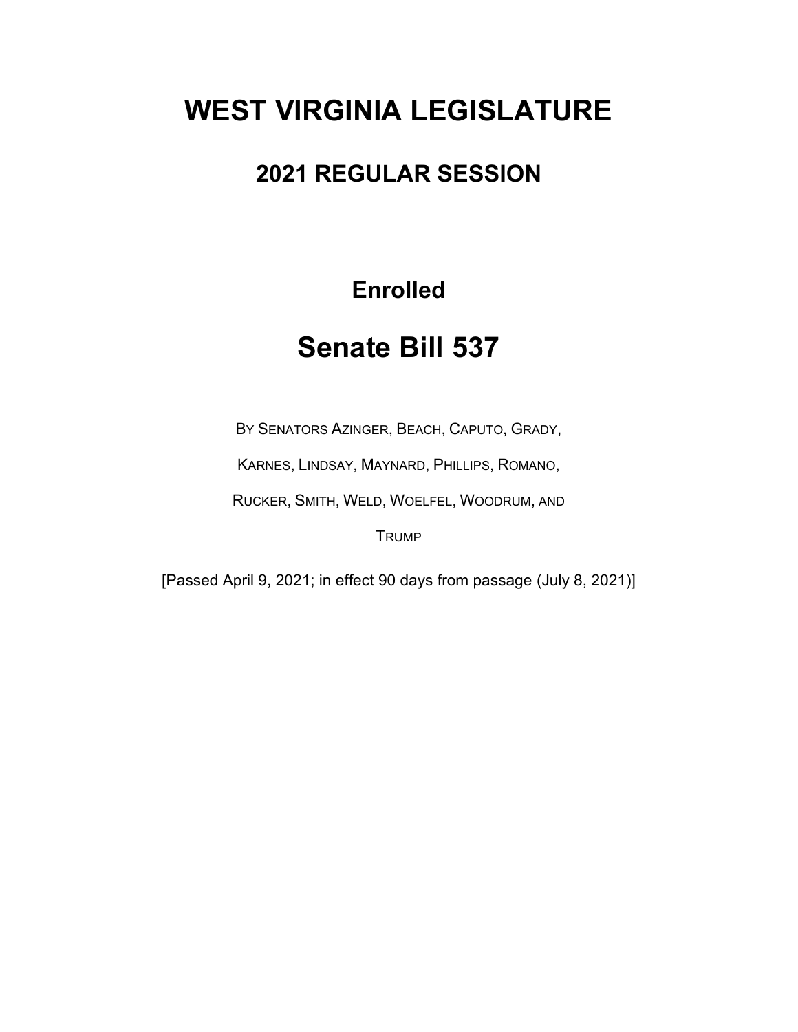# WEST VIRGINIA LEGISLATURE

## 2021 REGULAR SESSION

### Enrolled

# Senate Bill 537

BY SENATORS AZINGER, BEACH, CAPUTO, GRADY, KARNES, LINDSAY, MAYNARD, PHILLIPS, ROMANO, RUCKER, SMITH, WELD, WOELFEL, WOODRUM, AND TRUMP

[Passed April 9, 2021; in effect 90 days from passage (July 8, 2021)]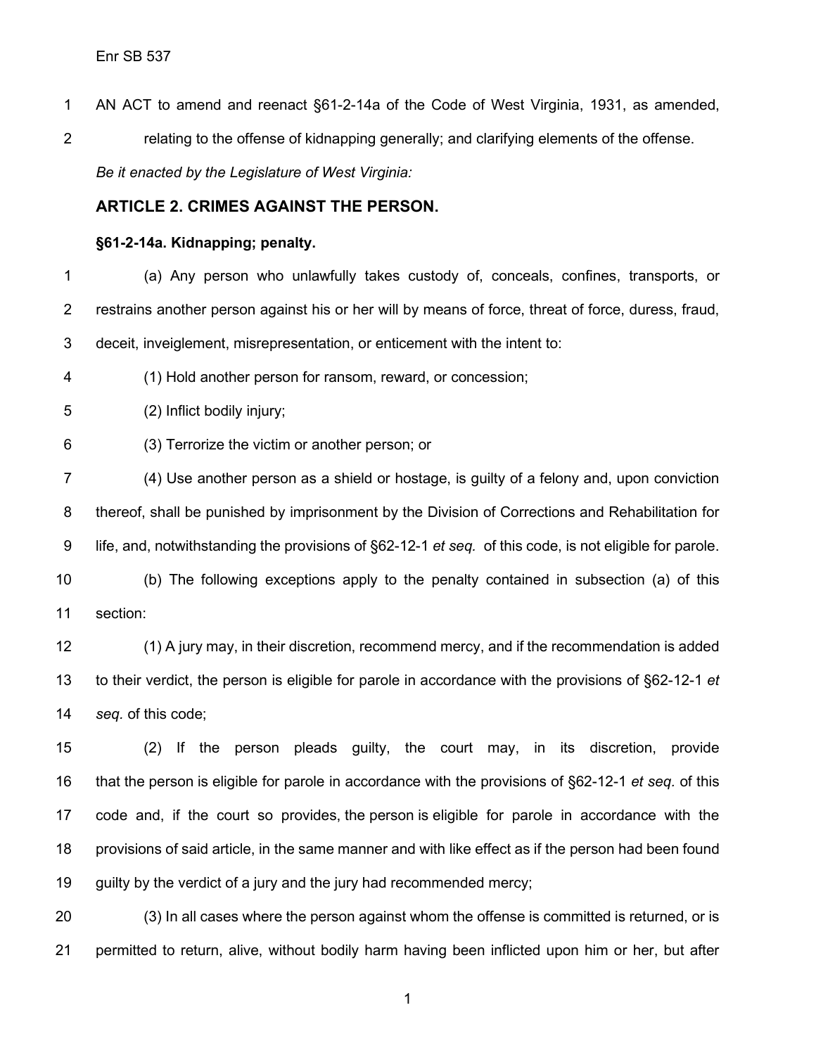Enr SB 537

AN ACT to amend and reenact §61-2-14a of the Code of West Virginia, 1931, as amended, relating to the offense of kidnapping generally; and clarifying elements of the offense.

*Be it enacted by the Legislature of West Virginia:*

## ARTICLE 2. CRIMES AGAINST THE PERSON.

### §61-2-14a. Kidnapping; penalty.

(a) Any person who unlawfully takes custody of, conceals, confines, transports, or restrains another person against his or her will by means of force, threat of force, duress, fraud, deceit, inveiglement, misrepresentation, or enticement with the intent to:

(1) Hold another person for ransom, reward, or concession;

(2) Inflict bodily injury;

(3) Terrorize the victim or another person; or

(4) Use another person as a shield or hostage, is guilty of a felony and, upon conviction thereof, shall be punished by imprisonment by the Division of Corrections and Rehabilitation for life, and, notwithstanding the provisions of §62-12-1 *et seq.* of this code, is not eligible for parole.

(b) The following exceptions apply to the penalty contained in subsection (a) of this section:

(1) A jury may, in their discretion, recommend mercy, and if the recommendation is added to their verdict, the person is eligible for parole in accordance with the provisions of §62-12-1 *et seq.* of this code;

(2) If the person pleads guilty, the court may, in its discretion, provide that the person is eligible for parole in accordance with the provisions of §62-12-1 *et seq.* of this code and, if the court so provides, the person is eligible for parole in accordance with the provisions of said article, in the same manner and with like effect as if the person had been found guilty by the verdict of a jury and the jury had recommended mercy;

(3) In all cases where the person against whom the offense is committed is returned, or is permitted to return, alive, without bodily harm having been inflicted upon him or her, but after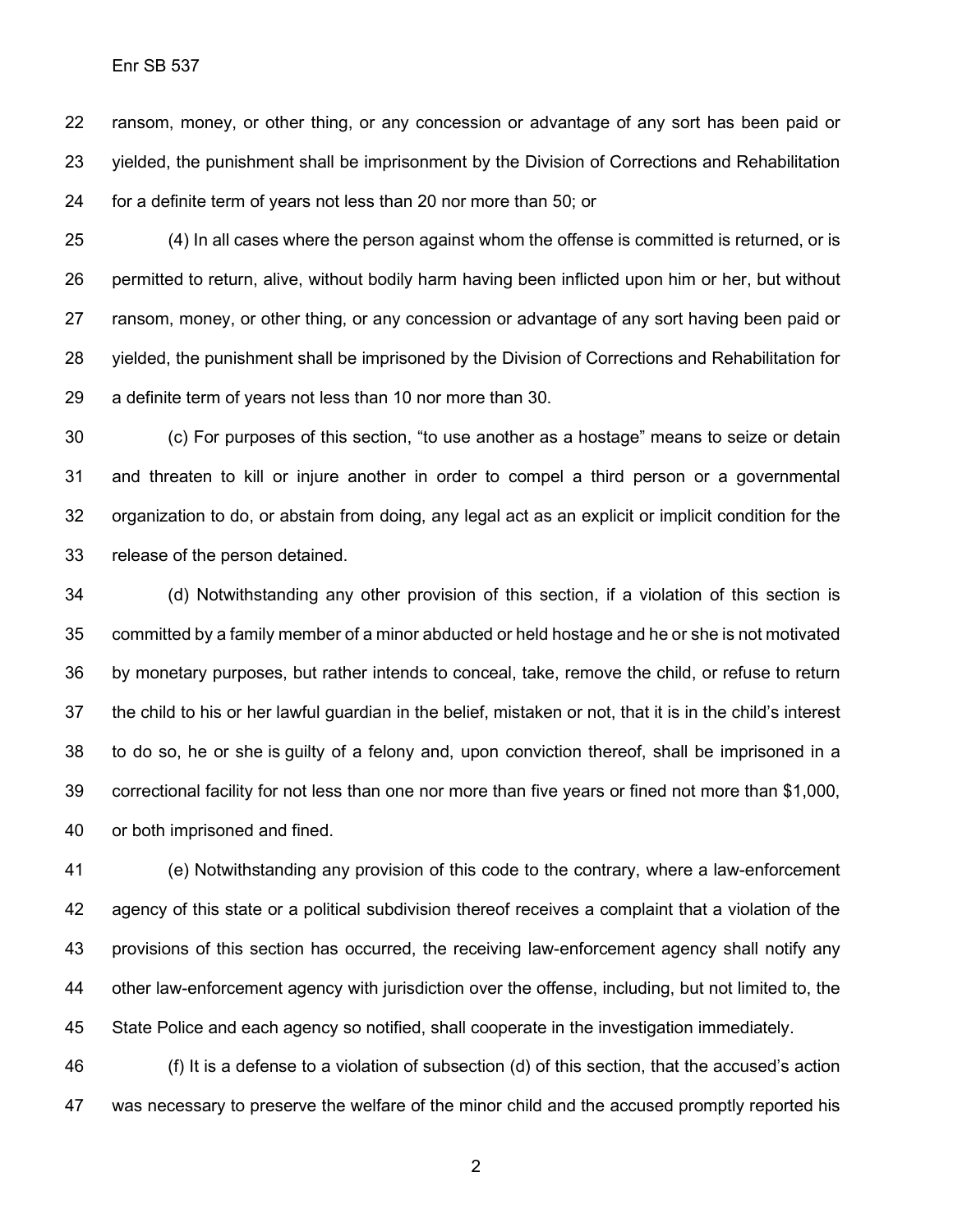ransom, money, or other thing, or any concession or advantage of any sort has been paid or yielded, the punishment shall be imprisonment by the Division of Corrections and Rehabilitation for a definite term of years not less than 20 nor more than 50; or

(4) In all cases where the person against whom the offense is committed is returned, or is permitted to return, alive, without bodily harm having been inflicted upon him or her, but without ransom, money, or other thing, or any concession or advantage of any sort having been paid or yielded, the punishment shall be imprisoned by the Division of Corrections and Rehabilitation for a definite term of years not less than 10 nor more than 30.

(c) For purposes of this section, "to use another as a hostage" means to seize or detain and threaten to kill or injure another in order to compel a third person or a governmental organization to do, or abstain from doing, any legal act as an explicit or implicit condition for the release of the person detained.

(d) Notwithstanding any other provision of this section, if a violation of this section is committed by a family member of a minor abducted or held hostage and he or she is not motivated by monetary purposes, but rather intends to conceal, take, remove the child, or refuse to return the child to his or her lawful guardian in the belief, mistaken or not, that it is in the child's interest to do so, he or she is guilty of a felony and, upon conviction thereof, shall be imprisoned in a correctional facility for not less than one nor more than five years or fined not more than $1,000, or both imprisoned and fined.

(e) Notwithstanding any provision of this code to the contrary, where a law-enforcement agency of this state or a political subdivision thereof receives a complaint that a violation of the provisions of this section has occurred, the receiving law-enforcement agency shall notify any other law-enforcement agency with jurisdiction over the offense, including, but not limited to, the State Police and each agency so notified, shall cooperate in the investigation immediately.

(f) It is a defense to a violation of subsection (d) of this section, that the accused's action was necessary to preserve the welfare of the minor child and the accused promptly reported his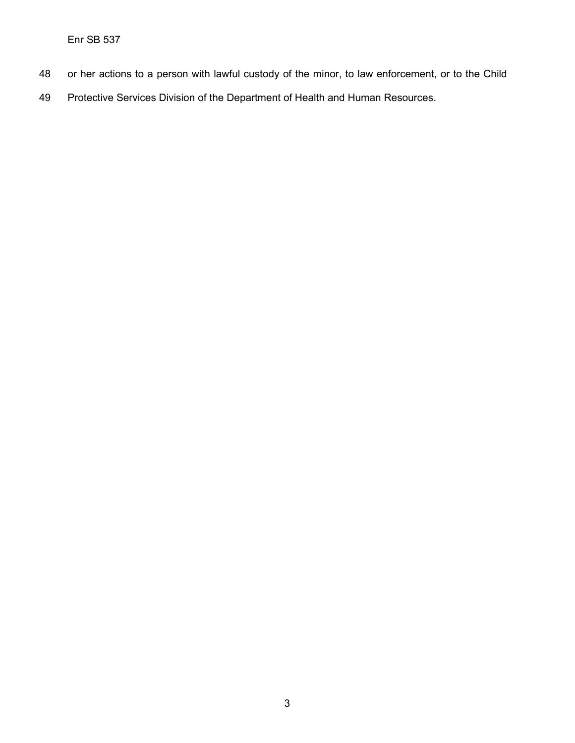or her actions to a person with lawful custody of the minor, to law enforcement, or to the Child Protective Services Division of the Department of Health and Human Resources.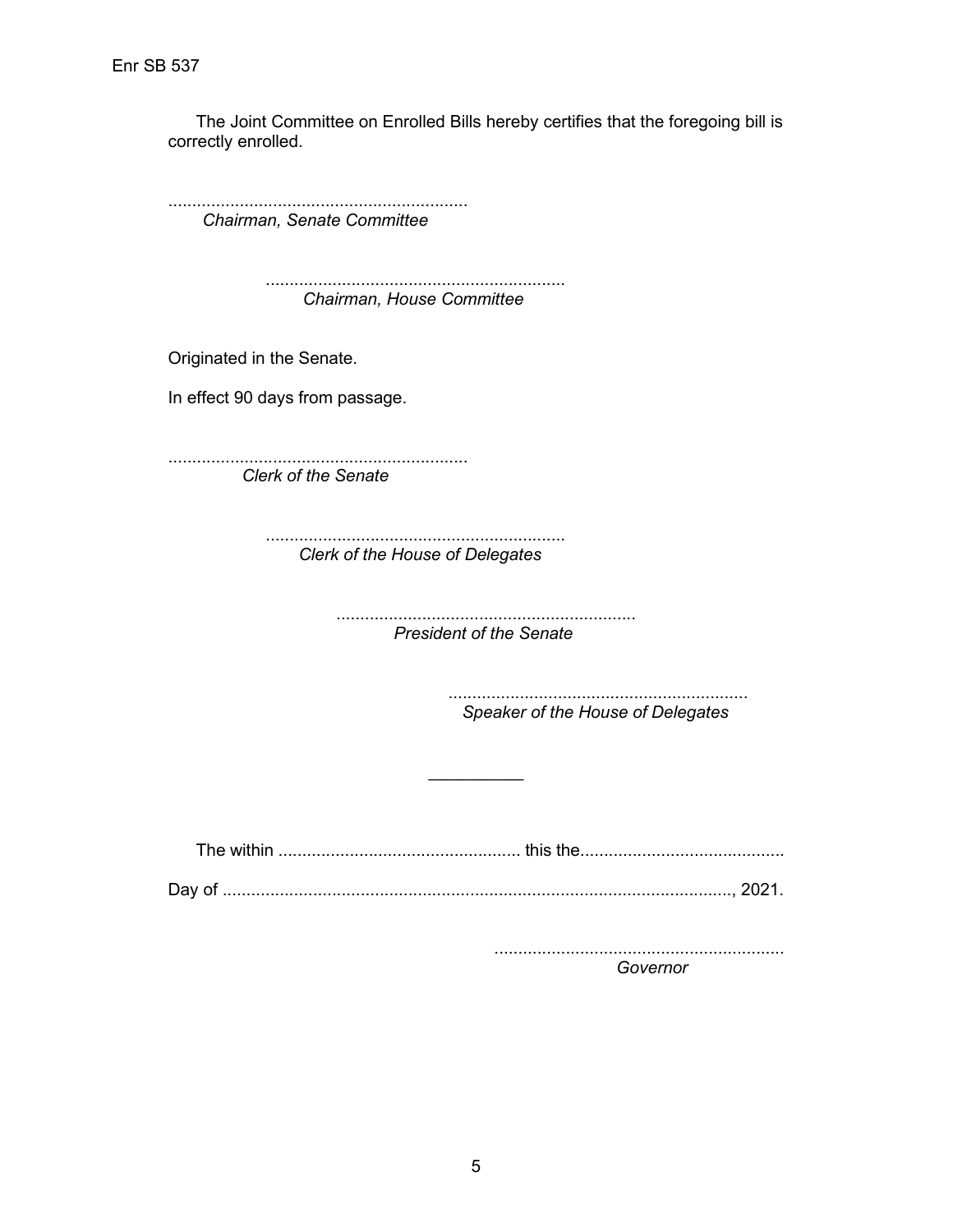The Joint Committee on Enrolled Bills hereby certifies that the foregoing bill is correctly enrolled.

...............................................................
*Chairman, Senate Committee*

...............................................................
*Chairman, House Committee*

Originated in the Senate.

In effect 90 days from passage.

...............................................................
*Clerk of the Senate*

...............................................................
*Clerk of the House of Delegates*

...............................................................
*President of the Senate*

...............................................................
*Speaker of the House of Delegates*

__________

The within .................................................. this the..........................................

Day of ..........................................................................................................., 2021.

............................................................
*Governor*